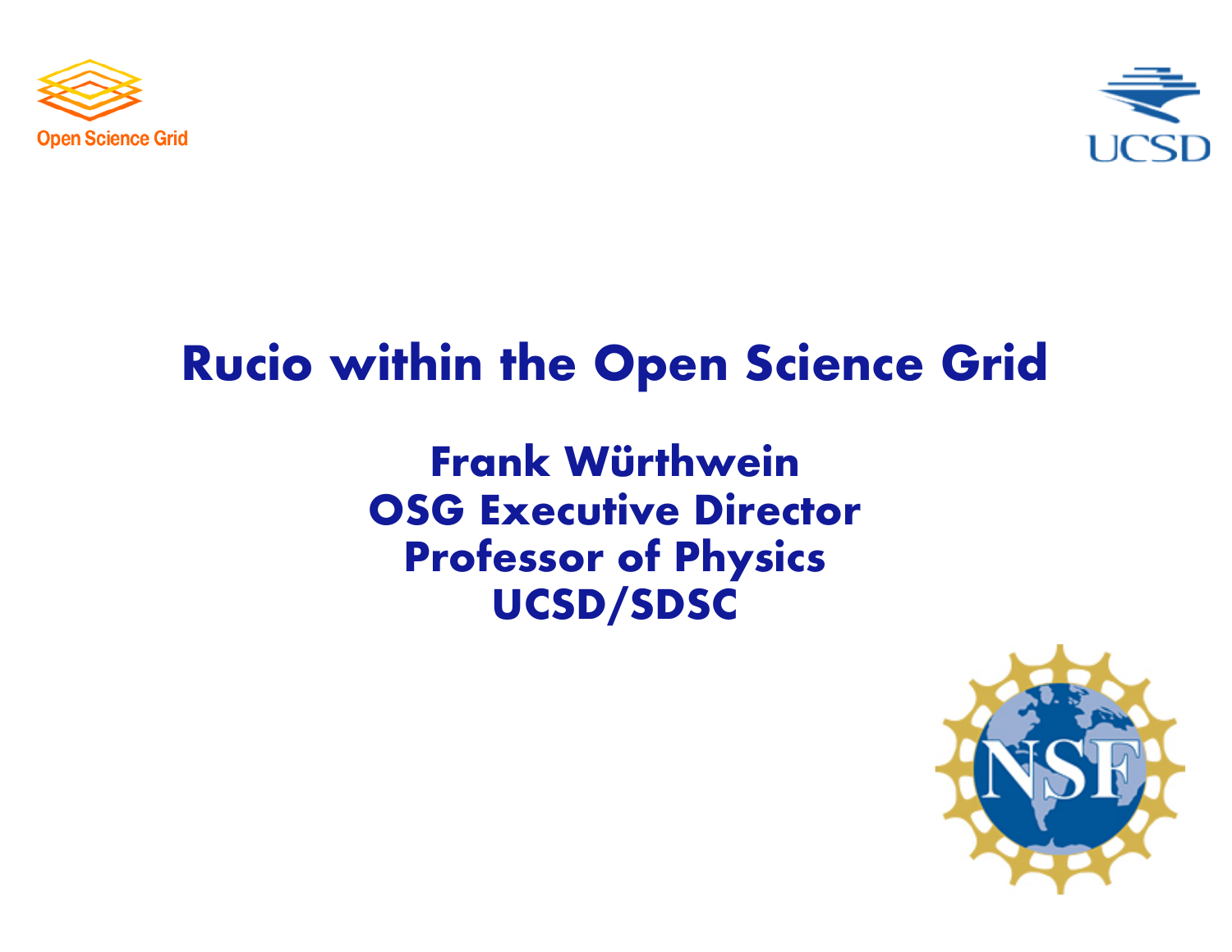Open Science Grid

UCSD

# Rucio within the Open Science Grid

**Frank Würthwein**
**OSG Executive Director**
**Professor of Physics**
**UCSD/SDSC**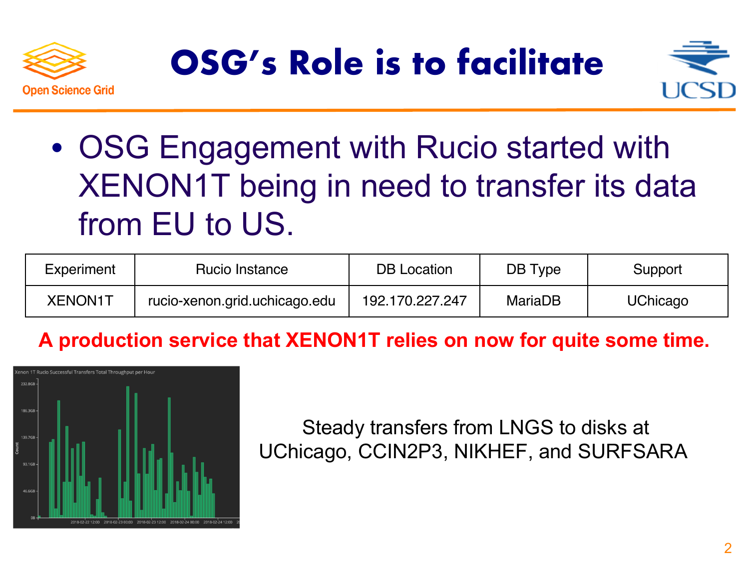# OSG's Role is to facilitate

- OSG Engagement with Rucio started with XENON1T being in need to transfer its data from EU to US.

| Experiment | Rucio Instance | DB Location | DB Type | Support |
|---|---|---|---|---|
| XENON1T | rucio-xenon.grid.uchicago.edu | 192.170.227.247 | MariaDB | UChicago |

**A production service that XENON1T relies on now for quite some time.**

Steady transfers from LNGS to disks at UChicago, CCIN2P3, NIKHEF, and SURFSARA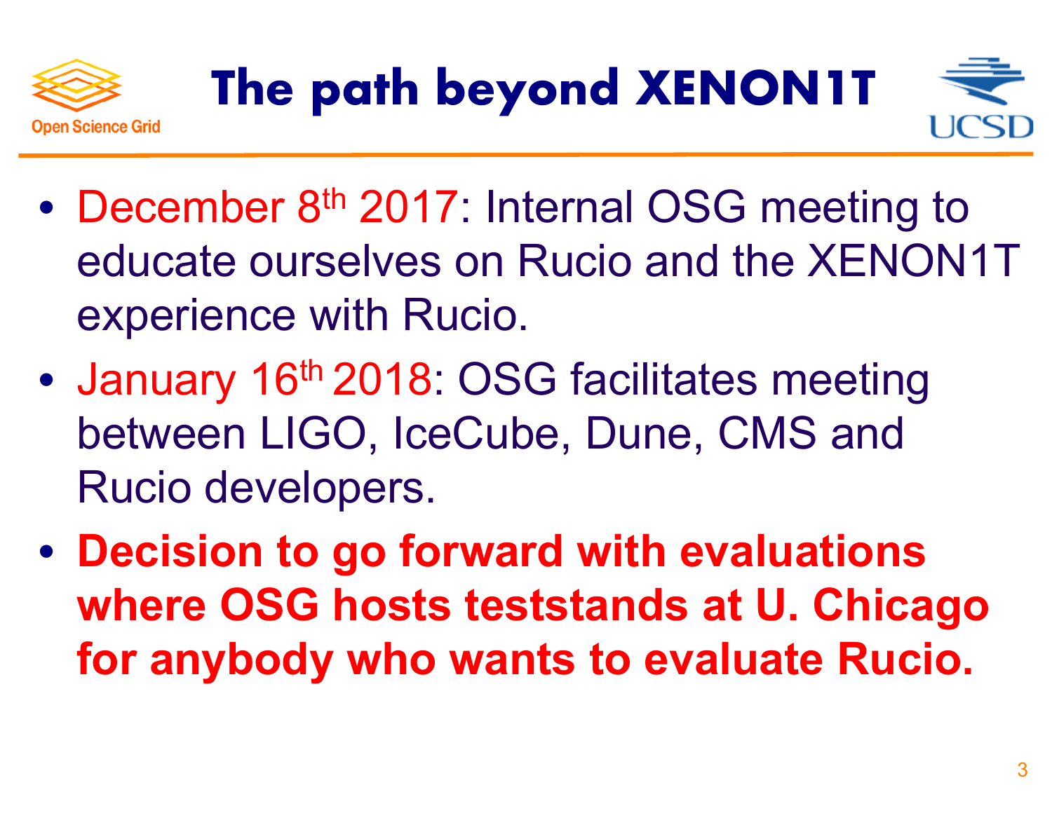# The path beyond XENON1T

- December 8th 2017: Internal OSG meeting to educate ourselves on Rucio and the XENON1T experience with Rucio.
- January 16th 2018: OSG facilitates meeting between LIGO, IceCube, Dune, CMS and Rucio developers.
- **Decision to go forward with evaluations where OSG hosts teststands at U. Chicago for anybody who wants to evaluate Rucio.**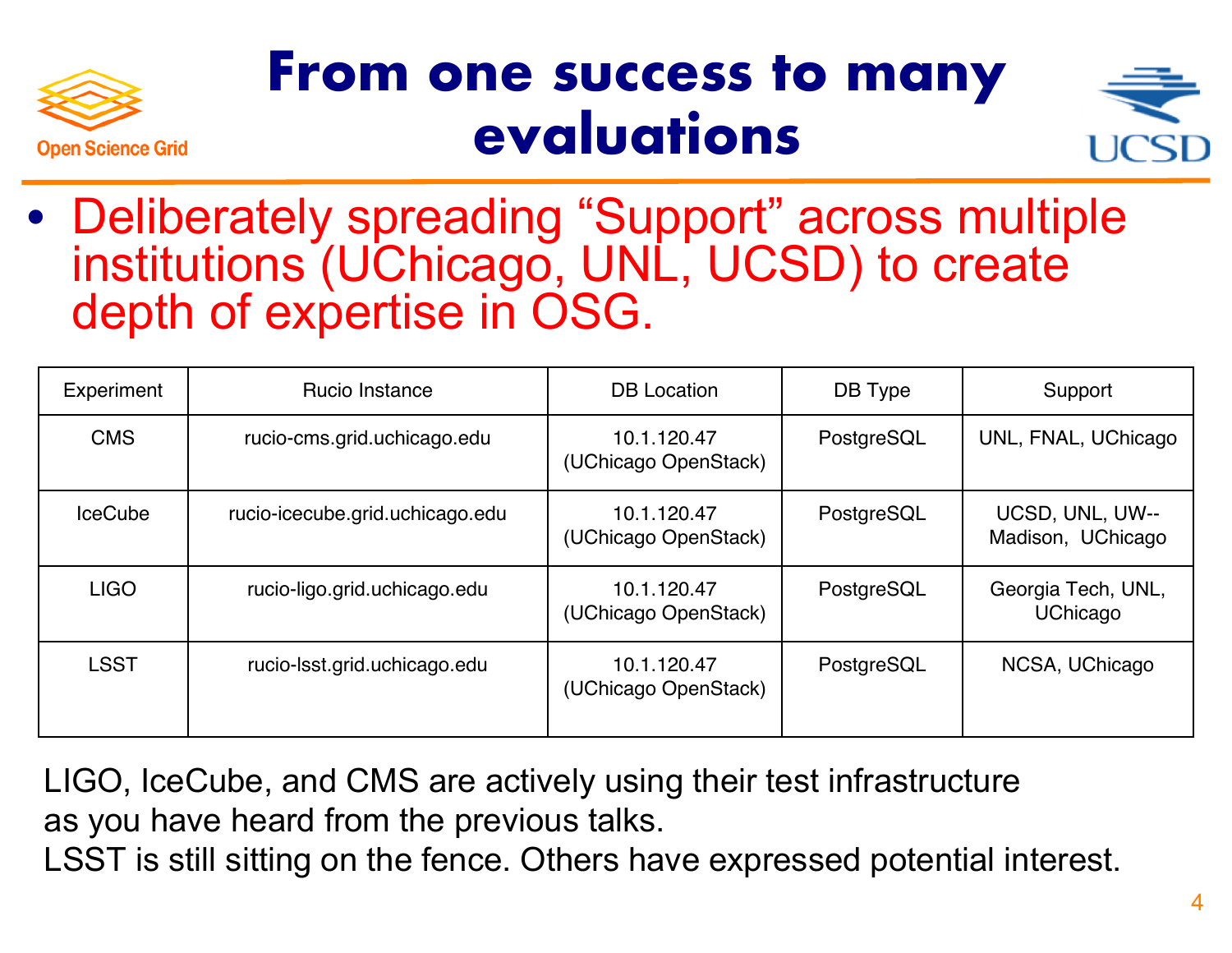# From one success to many evaluations

- Deliberately spreading "Support" across multiple institutions (UChicago, UNL, UCSD) to create depth of expertise in OSG.

| Experiment | Rucio Instance | DB Location | DB Type | Support |
|---|---|---|---|---|
| CMS | rucio-cms.grid.uchicago.edu | 10.1.120.47 (UChicago OpenStack) | PostgreSQL | UNL, FNAL, UChicago |
| IceCube | rucio-icecube.grid.uchicago.edu | 10.1.120.47 (UChicago OpenStack) | PostgreSQL | UCSD, UNL, UW--Madison, UChicago |
| LIGO | rucio-ligo.grid.uchicago.edu | 10.1.120.47 (UChicago OpenStack) | PostgreSQL | Georgia Tech, UNL, UChicago |
| LSST | rucio-lsst.grid.uchicago.edu | 10.1.120.47 (UChicago OpenStack) | PostgreSQL | NCSA, UChicago |

LIGO, IceCube, and CMS are actively using their test infrastructure as you have heard from the previous talks.
LSST is still sitting on the fence. Others have expressed potential interest.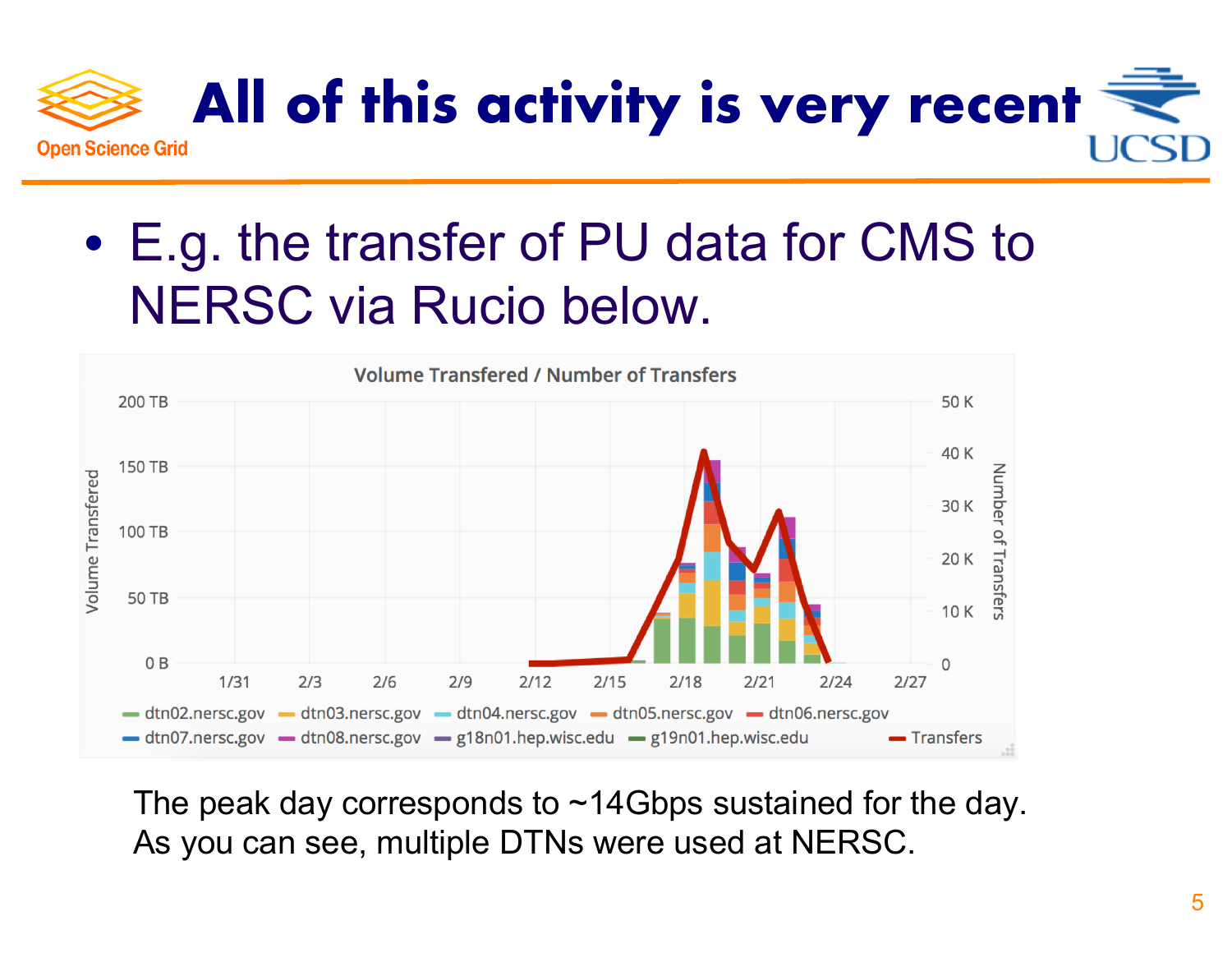# All of this activity is very recent

- E.g. the transfer of PU data for CMS to NERSC via Rucio below.

The peak day corresponds to ~14Gbps sustained for the day. As you can see, multiple DTNs were used at NERSC.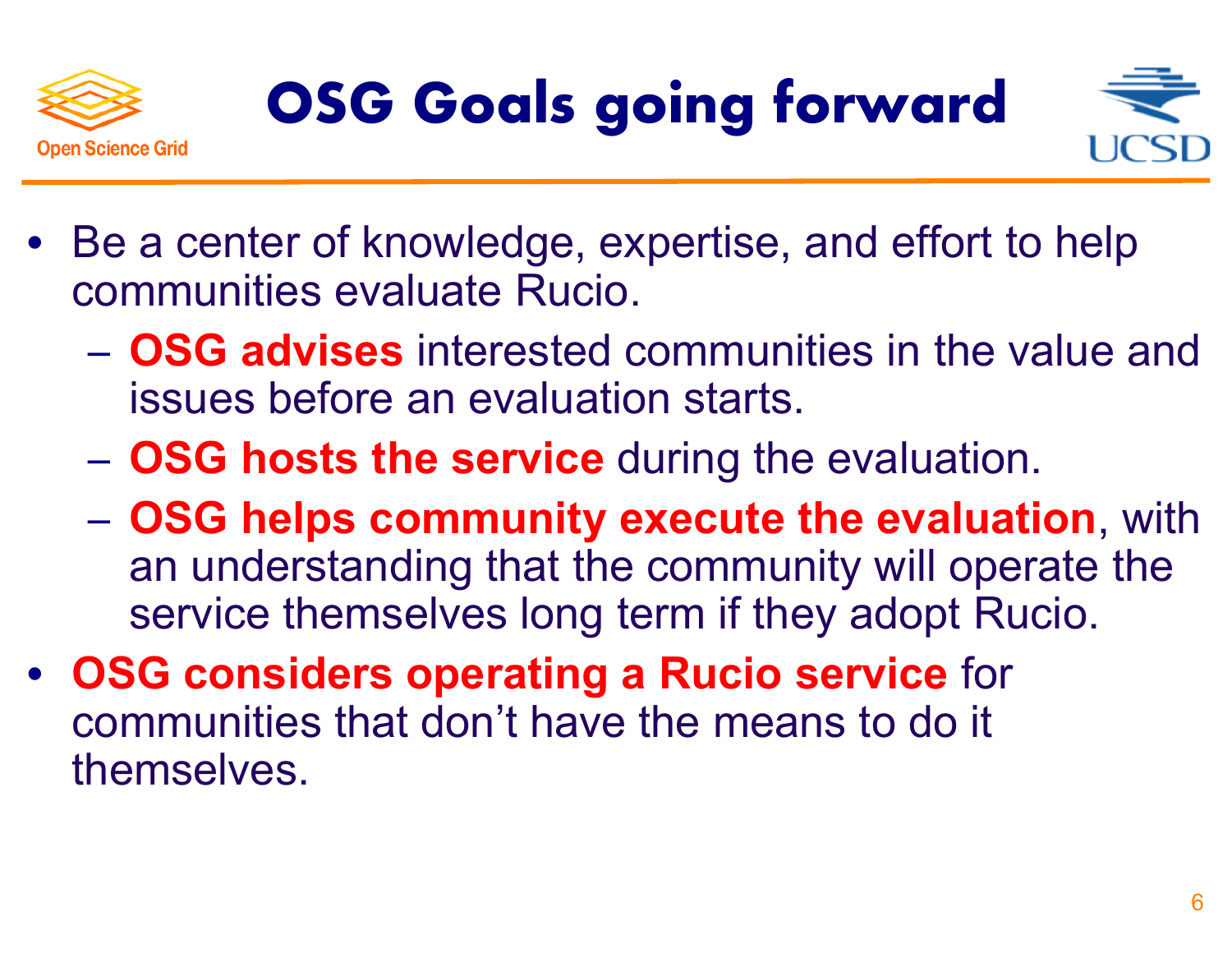# OSG Goals going forward

- Be a center of knowledge, expertise, and effort to help communities evaluate Rucio.
  - **OSG advises** interested communities in the value and issues before an evaluation starts.
  - **OSG hosts the service** during the evaluation.
  - **OSG helps community execute the evaluation**, with an understanding that the community will operate the service themselves long term if they adopt Rucio.
- **OSG considers operating a Rucio service** for communities that don't have the means to do it themselves.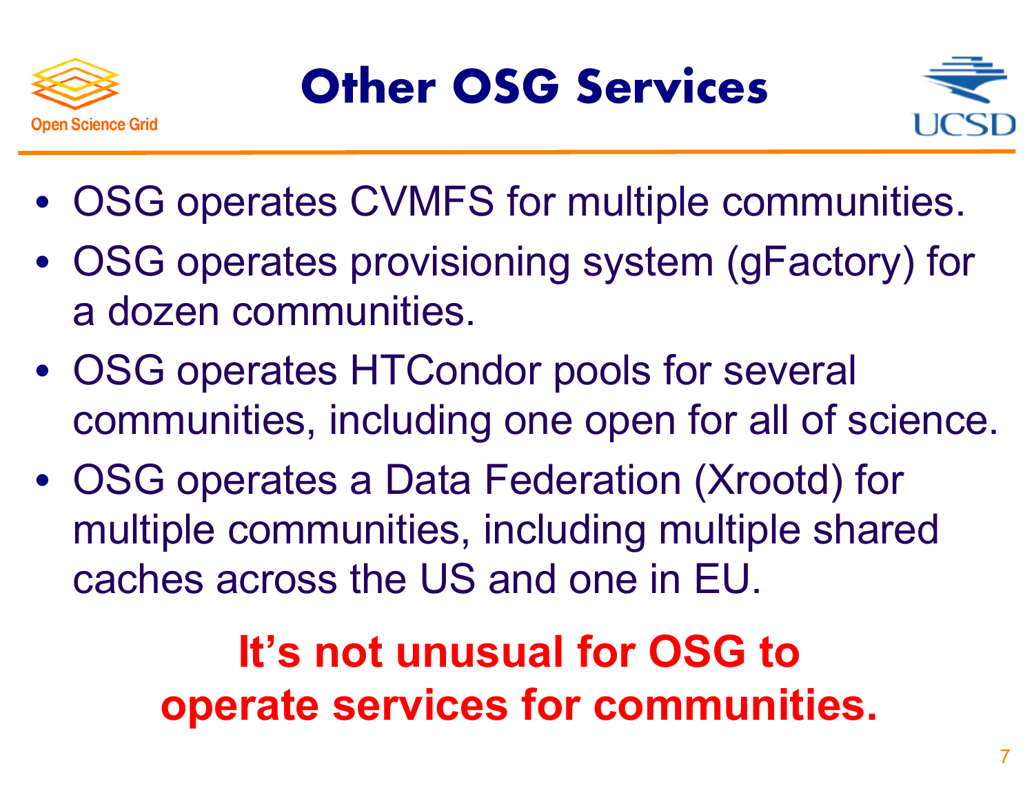# Other OSG Services

- OSG operates CVMFS for multiple communities.
- OSG operates provisioning system (gFactory) for a dozen communities.
- OSG operates HTCondor pools for several communities, including one open for all of science.
- OSG operates a Data Federation (Xrootd) for multiple communities, including multiple shared caches across the US and one in EU.

**It's not unusual for OSG to operate services for communities.**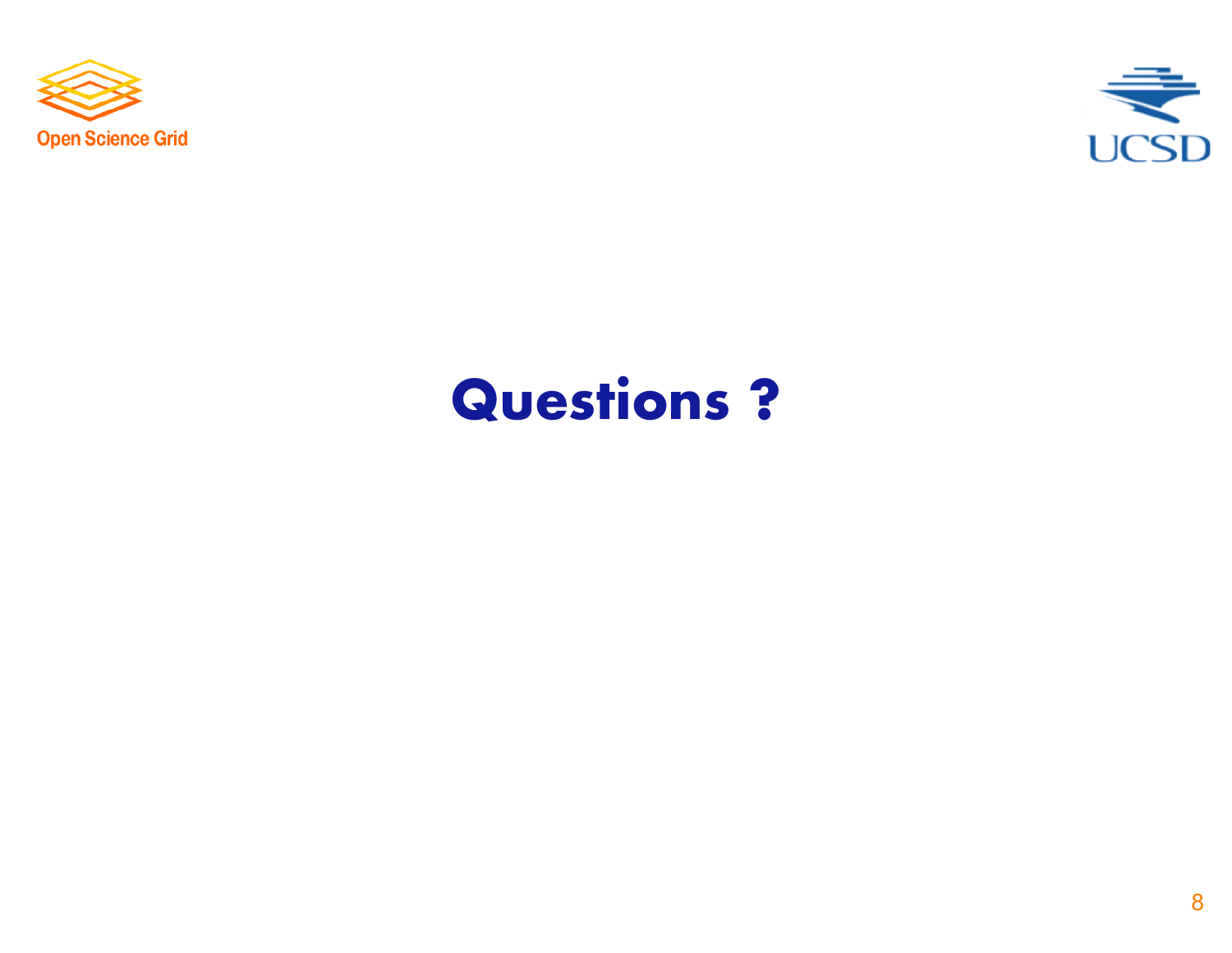# Questions ?